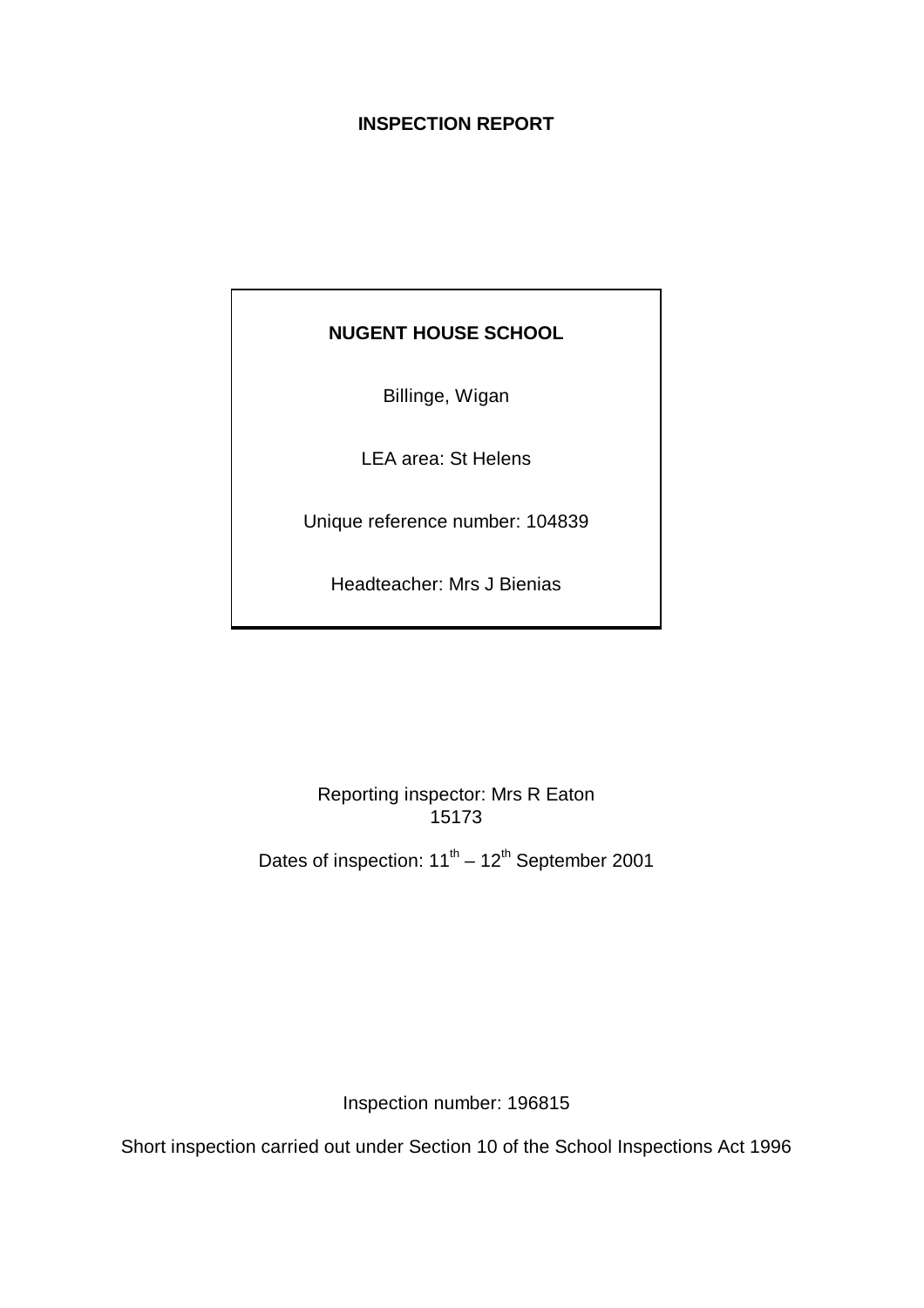**INSPECTION REPORT**

**NUGENT HOUSE SCHOOL**

Billinge, Wigan

LEA area: St Helens

Unique reference number: 104839

Headteacher: Mrs J Bienias

Reporting inspector: Mrs R Eaton
15173

Dates of inspection: 11th – 12th September 2001

Inspection number: 196815

Short inspection carried out under Section 10 of the School Inspections Act 1996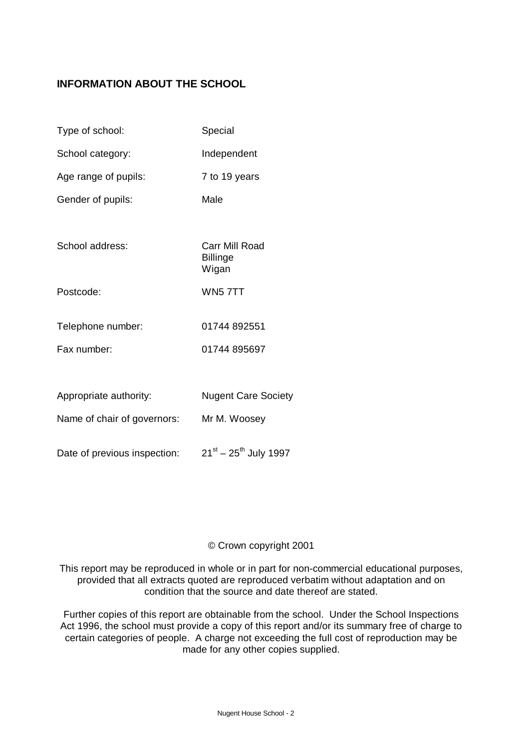## INFORMATION ABOUT THE SCHOOL

| | |
|---|---|
| Type of school: | Special |
| School category: | Independent |
| Age range of pupils: | 7 to 19 years |
| Gender of pupils: | Male |
| School address: | Carr Mill Road<br>Billinge<br>Wigan |
| Postcode: | WN5 7TT |
| Telephone number: | 01744 892551 |
| Fax number: | 01744 895697 |
| Appropriate authority: | Nugent Care Society |
| Name of chair of governors: | Mr M. Woosey |
| Date of previous inspection: | 21st – 25th July 1997 |

© Crown copyright 2001

This report may be reproduced in whole or in part for non-commercial educational purposes, provided that all extracts quoted are reproduced verbatim without adaptation and on condition that the source and date thereof are stated.

Further copies of this report are obtainable from the school. Under the School Inspections Act 1996, the school must provide a copy of this report and/or its summary free of charge to certain categories of people. A charge not exceeding the full cost of reproduction may be made for any other copies supplied.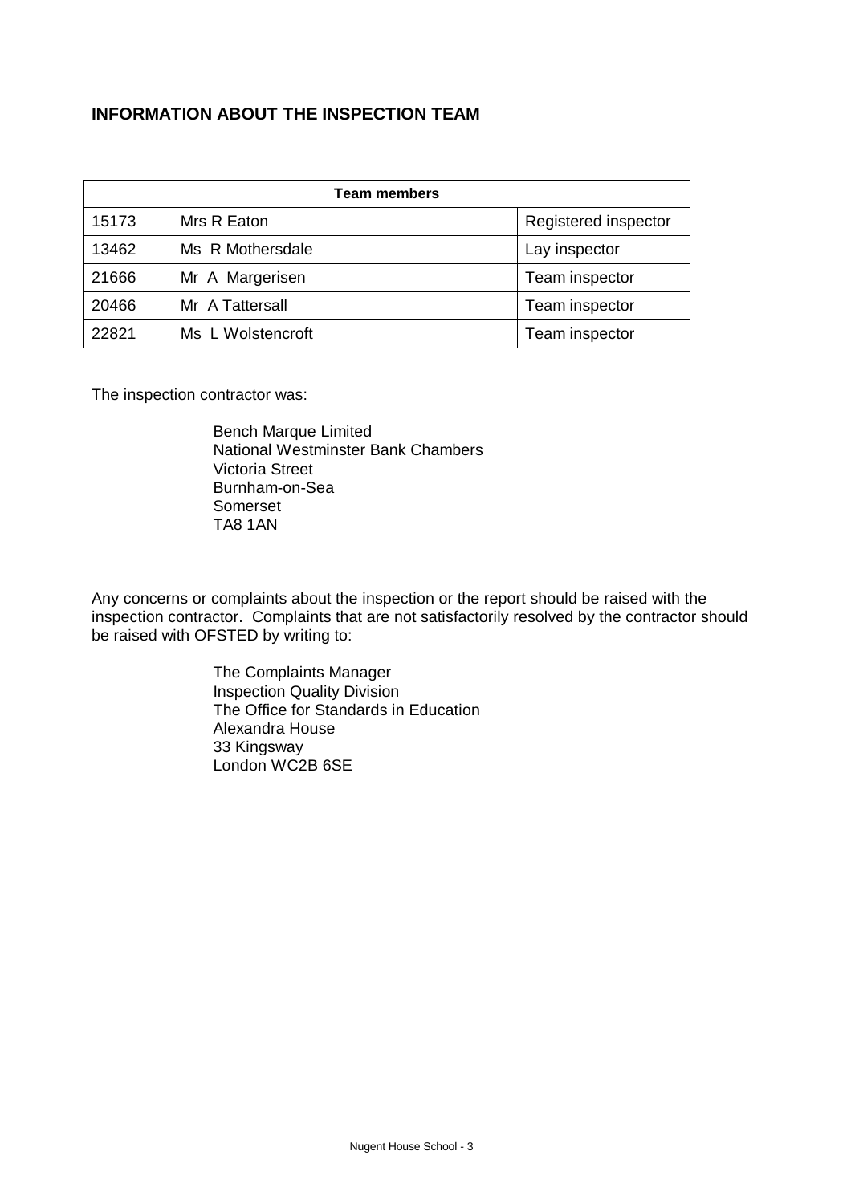## INFORMATION ABOUT THE INSPECTION TEAM

| Team members | | |
|---|---|---|
| 15173 | Mrs R Eaton | Registered inspector |
| 13462 | Ms R Mothersdale | Lay inspector |
| 21666 | Mr A Margerisen | Team inspector |
| 20466 | Mr A Tattersall | Team inspector |
| 22821 | Ms L Wolstencroft | Team inspector |

The inspection contractor was:

Bench Marque Limited
National Westminster Bank Chambers
Victoria Street
Burnham-on-Sea
Somerset
TA8 1AN

Any concerns or complaints about the inspection or the report should be raised with the inspection contractor. Complaints that are not satisfactorily resolved by the contractor should be raised with OFSTED by writing to:

The Complaints Manager
Inspection Quality Division
The Office for Standards in Education
Alexandra House
33 Kingsway
London WC2B 6SE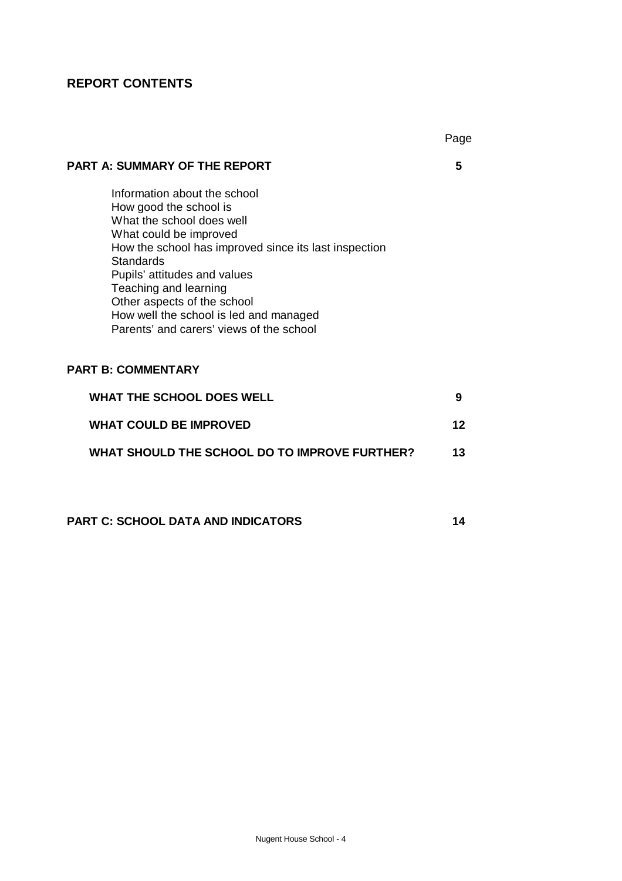## REPORT CONTENTS

| | Page |
|---|---|
| **PART A: SUMMARY OF THE REPORT** | **5** |
| Information about the school<br>How good the school is<br>What the school does well<br>What could be improved<br>How the school has improved since its last inspection<br>Standards<br>Pupils' attitudes and values<br>Teaching and learning<br>Other aspects of the school<br>How well the school is led and managed<br>Parents' and carers' views of the school | |
| **PART B: COMMENTARY** | |
| **WHAT THE SCHOOL DOES WELL** | **9** |
| **WHAT COULD BE IMPROVED** | **12** |
| **WHAT SHOULD THE SCHOOL DO TO IMPROVE FURTHER?** | **13** |
| **PART C: SCHOOL DATA AND INDICATORS** | **14** |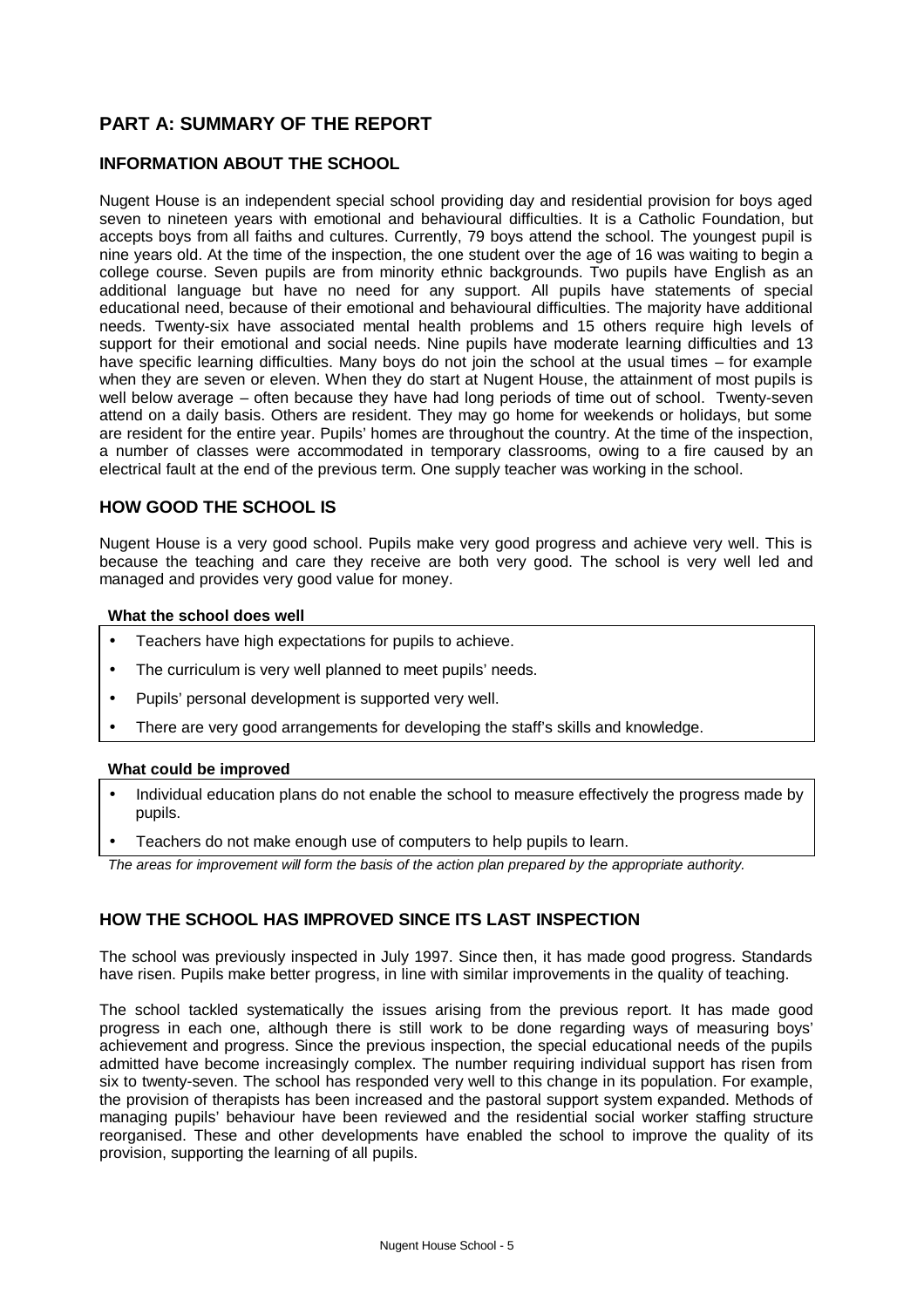# PART A: SUMMARY OF THE REPORT

## INFORMATION ABOUT THE SCHOOL

Nugent House is an independent special school providing day and residential provision for boys aged seven to nineteen years with emotional and behavioural difficulties. It is a Catholic Foundation, but accepts boys from all faiths and cultures. Currently, 79 boys attend the school. The youngest pupil is nine years old. At the time of the inspection, the one student over the age of 16 was waiting to begin a college course. Seven pupils are from minority ethnic backgrounds. Two pupils have English as an additional language but have no need for any support. All pupils have statements of special educational need, because of their emotional and behavioural difficulties. The majority have additional needs. Twenty-six have associated mental health problems and 15 others require high levels of support for their emotional and social needs. Nine pupils have moderate learning difficulties and 13 have specific learning difficulties. Many boys do not join the school at the usual times – for example when they are seven or eleven. When they do start at Nugent House, the attainment of most pupils is well below average – often because they have had long periods of time out of school. Twenty-seven attend on a daily basis. Others are resident. They may go home for weekends or holidays, but some are resident for the entire year. Pupils' homes are throughout the country. At the time of the inspection, a number of classes were accommodated in temporary classrooms, owing to a fire caused by an electrical fault at the end of the previous term. One supply teacher was working in the school.

## HOW GOOD THE SCHOOL IS

Nugent House is a very good school. Pupils make very good progress and achieve very well. This is because the teaching and care they receive are both very good. The school is very well led and managed and provides very good value for money.

**What the school does well**

- Teachers have high expectations for pupils to achieve.
- The curriculum is very well planned to meet pupils' needs.
- Pupils' personal development is supported very well.
- There are very good arrangements for developing the staff's skills and knowledge.

**What could be improved**

- Individual education plans do not enable the school to measure effectively the progress made by pupils.
- Teachers do not make enough use of computers to help pupils to learn.

*The areas for improvement will form the basis of the action plan prepared by the appropriate authority.*

## HOW THE SCHOOL HAS IMPROVED SINCE ITS LAST INSPECTION

The school was previously inspected in July 1997. Since then, it has made good progress. Standards have risen. Pupils make better progress, in line with similar improvements in the quality of teaching.

The school tackled systematically the issues arising from the previous report. It has made good progress in each one, although there is still work to be done regarding ways of measuring boys' achievement and progress. Since the previous inspection, the special educational needs of the pupils admitted have become increasingly complex. The number requiring individual support has risen from six to twenty-seven. The school has responded very well to this change in its population. For example, the provision of therapists has been increased and the pastoral support system expanded. Methods of managing pupils' behaviour have been reviewed and the residential social worker staffing structure reorganised. These and other developments have enabled the school to improve the quality of its provision, supporting the learning of all pupils.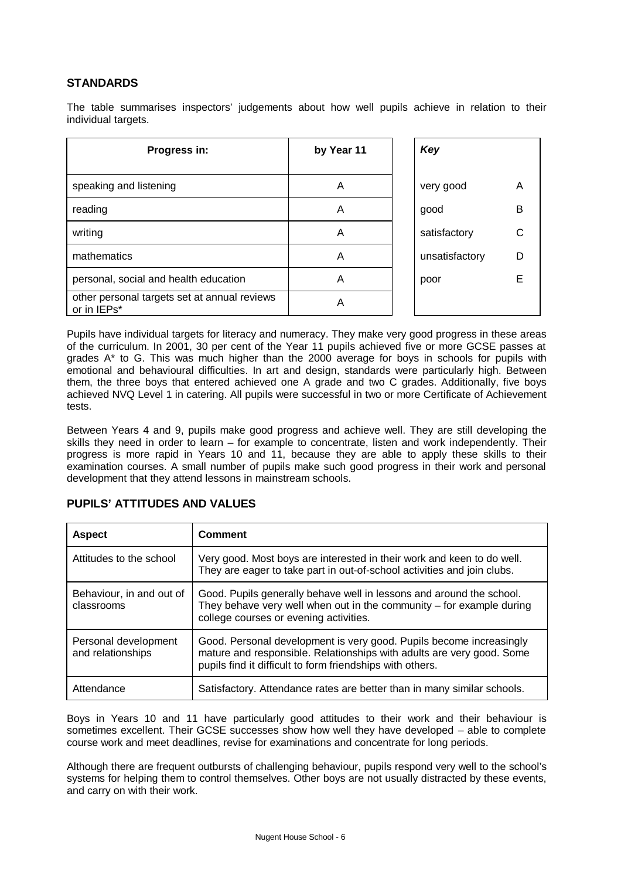## STANDARDS

The table summarises inspectors' judgements about how well pupils achieve in relation to their individual targets.

| Progress in: | by Year 11 |
|---|---|
| speaking and listening | A |
| reading | A |
| writing | A |
| mathematics | A |
| personal, social and health education | A |
| other personal targets set at annual reviews or in IEPs* | A |

| *Key* | |
|---|---|
| very good | A |
| good | B |
| satisfactory | C |
| unsatisfactory | D |
| poor | E |

Pupils have individual targets for literacy and numeracy. They make very good progress in these areas of the curriculum. In 2001, 30 per cent of the Year 11 pupils achieved five or more GCSE passes at grades A* to G. This was much higher than the 2000 average for boys in schools for pupils with emotional and behavioural difficulties. In art and design, standards were particularly high. Between them, the three boys that entered achieved one A grade and two C grades. Additionally, five boys achieved NVQ Level 1 in catering. All pupils were successful in two or more Certificate of Achievement tests.

Between Years 4 and 9, pupils make good progress and achieve well. They are still developing the skills they need in order to learn – for example to concentrate, listen and work independently. Their progress is more rapid in Years 10 and 11, because they are able to apply these skills to their examination courses. A small number of pupils make such good progress in their work and personal development that they attend lessons in mainstream schools.

## PUPILS' ATTITUDES AND VALUES

| Aspect | Comment |
|---|---|
| Attitudes to the school | Very good. Most boys are interested in their work and keen to do well. They are eager to take part in out-of-school activities and join clubs. |
| Behaviour, in and out of classrooms | Good. Pupils generally behave well in lessons and around the school. They behave very well when out in the community – for example during college courses or evening activities. |
| Personal development and relationships | Good. Personal development is very good. Pupils become increasingly mature and responsible. Relationships with adults are very good. Some pupils find it difficult to form friendships with others. |
| Attendance | Satisfactory. Attendance rates are better than in many similar schools. |

Boys in Years 10 and 11 have particularly good attitudes to their work and their behaviour is sometimes excellent. Their GCSE successes show how well they have developed – able to complete course work and meet deadlines, revise for examinations and concentrate for long periods.

Although there are frequent outbursts of challenging behaviour, pupils respond very well to the school's systems for helping them to control themselves. Other boys are not usually distracted by these events, and carry on with their work.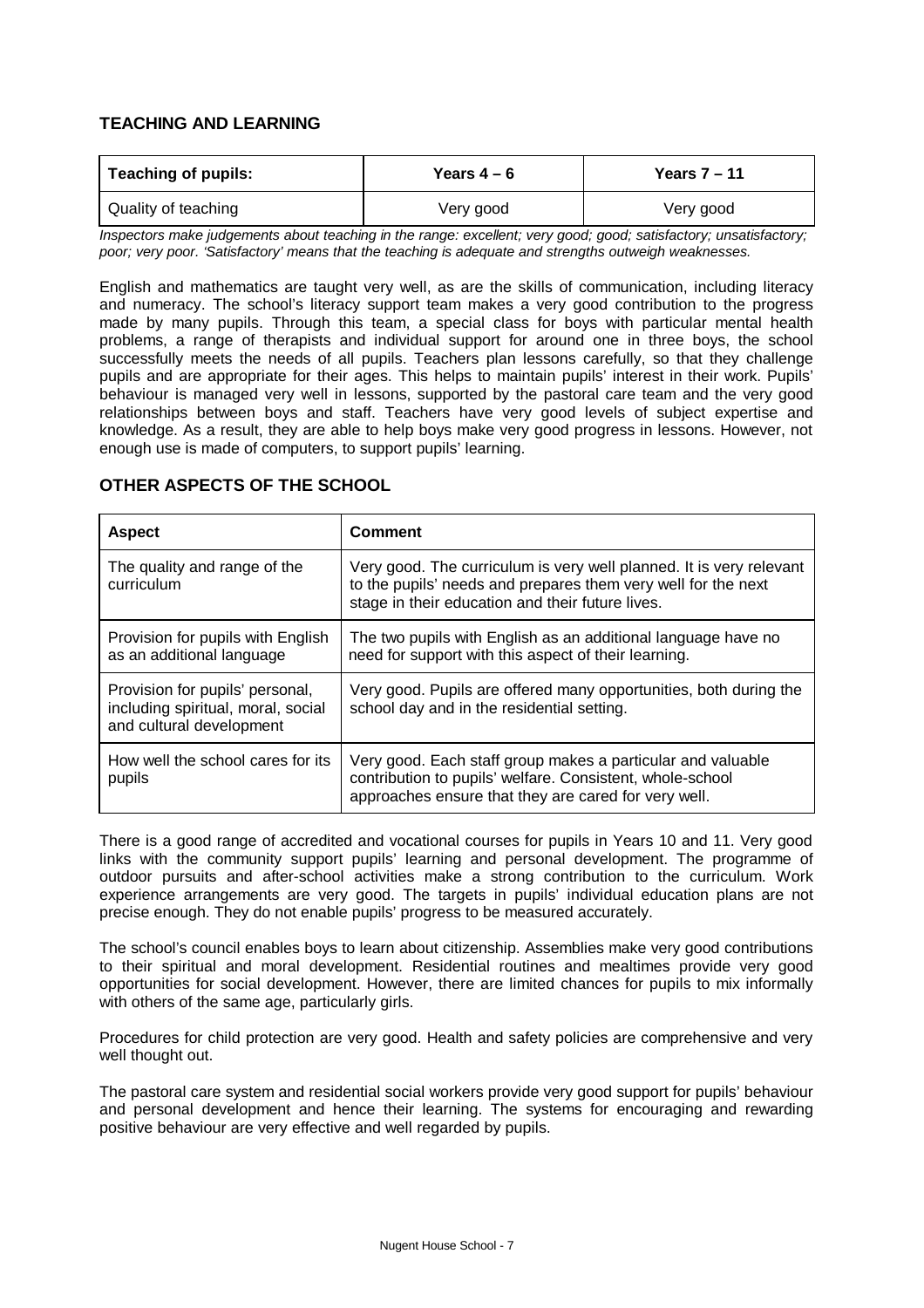## TEACHING AND LEARNING

| Teaching of pupils: | Years 4 – 6 | Years 7 – 11 |
|---|---|---|
| Quality of teaching | Very good | Very good |

*Inspectors make judgements about teaching in the range: excellent; very good; good; satisfactory; unsatisfactory; poor; very poor. 'Satisfactory' means that the teaching is adequate and strengths outweigh weaknesses.*

English and mathematics are taught very well, as are the skills of communication, including literacy and numeracy. The school's literacy support team makes a very good contribution to the progress made by many pupils. Through this team, a special class for boys with particular mental health problems, a range of therapists and individual support for around one in three boys, the school successfully meets the needs of all pupils. Teachers plan lessons carefully, so that they challenge pupils and are appropriate for their ages. This helps to maintain pupils' interest in their work. Pupils' behaviour is managed very well in lessons, supported by the pastoral care team and the very good relationships between boys and staff. Teachers have very good levels of subject expertise and knowledge. As a result, they are able to help boys make very good progress in lessons. However, not enough use is made of computers, to support pupils' learning.

## OTHER ASPECTS OF THE SCHOOL

| Aspect | Comment |
|---|---|
| The quality and range of the curriculum | Very good. The curriculum is very well planned. It is very relevant to the pupils' needs and prepares them very well for the next stage in their education and their future lives. |
| Provision for pupils with English as an additional language | The two pupils with English as an additional language have no need for support with this aspect of their learning. |
| Provision for pupils' personal, including spiritual, moral, social and cultural development | Very good. Pupils are offered many opportunities, both during the school day and in the residential setting. |
| How well the school cares for its pupils | Very good. Each staff group makes a particular and valuable contribution to pupils' welfare. Consistent, whole-school approaches ensure that they are cared for very well. |

There is a good range of accredited and vocational courses for pupils in Years 10 and 11. Very good links with the community support pupils' learning and personal development. The programme of outdoor pursuits and after-school activities make a strong contribution to the curriculum. Work experience arrangements are very good. The targets in pupils' individual education plans are not precise enough. They do not enable pupils' progress to be measured accurately.

The school's council enables boys to learn about citizenship. Assemblies make very good contributions to their spiritual and moral development. Residential routines and mealtimes provide very good opportunities for social development. However, there are limited chances for pupils to mix informally with others of the same age, particularly girls.

Procedures for child protection are very good. Health and safety policies are comprehensive and very well thought out.

The pastoral care system and residential social workers provide very good support for pupils' behaviour and personal development and hence their learning. The systems for encouraging and rewarding positive behaviour are very effective and well regarded by pupils.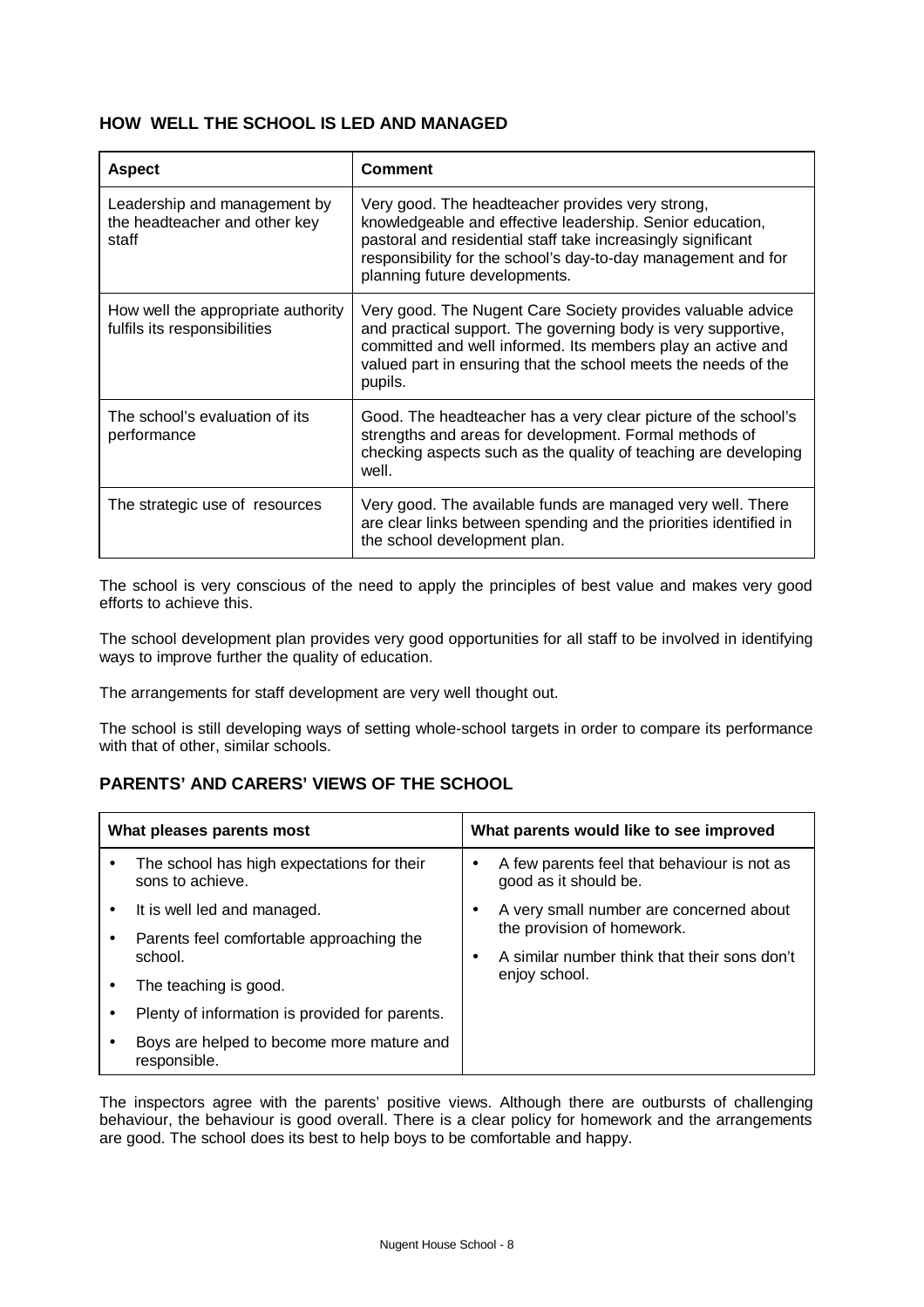## HOW WELL THE SCHOOL IS LED AND MANAGED

| Aspect | Comment |
|---|---|
| Leadership and management by the headteacher and other key staff | Very good. The headteacher provides very strong, knowledgeable and effective leadership. Senior education, pastoral and residential staff take increasingly significant responsibility for the school's day-to-day management and for planning future developments. |
| How well the appropriate authority fulfils its responsibilities | Very good. The Nugent Care Society provides valuable advice and practical support. The governing body is very supportive, committed and well informed. Its members play an active and valued part in ensuring that the school meets the needs of the pupils. |
| The school's evaluation of its performance | Good. The headteacher has a very clear picture of the school's strengths and areas for development. Formal methods of checking aspects such as the quality of teaching are developing well. |
| The strategic use of resources | Very good. The available funds are managed very well. There are clear links between spending and the priorities identified in the school development plan. |

The school is very conscious of the need to apply the principles of best value and makes very good efforts to achieve this.

The school development plan provides very good opportunities for all staff to be involved in identifying ways to improve further the quality of education.

The arrangements for staff development are very well thought out.

The school is still developing ways of setting whole-school targets in order to compare its performance with that of other, similar schools.

## PARENTS' AND CARERS' VIEWS OF THE SCHOOL

| What pleases parents most | What parents would like to see improved |
|---|---|
| • The school has high expectations for their sons to achieve.<br>• It is well led and managed.<br>• Parents feel comfortable approaching the school.<br>• The teaching is good.<br>• Plenty of information is provided for parents.<br>• Boys are helped to become more mature and responsible. | • A few parents feel that behaviour is not as good as it should be.<br>• A very small number are concerned about the provision of homework.<br>• A similar number think that their sons don't enjoy school. |

The inspectors agree with the parents' positive views. Although there are outbursts of challenging behaviour, the behaviour is good overall. There is a clear policy for homework and the arrangements are good. The school does its best to help boys to be comfortable and happy.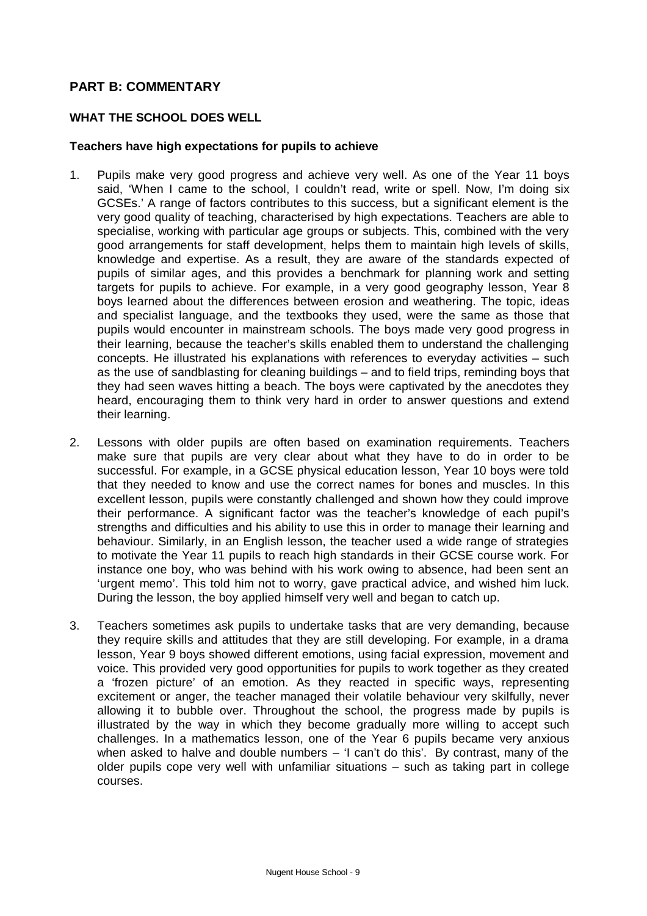## PART B: COMMENTARY

### WHAT THE SCHOOL DOES WELL

#### Teachers have high expectations for pupils to achieve

1. Pupils make very good progress and achieve very well. As one of the Year 11 boys said, 'When I came to the school, I couldn't read, write or spell. Now, I'm doing six GCSEs.' A range of factors contributes to this success, but a significant element is the very good quality of teaching, characterised by high expectations. Teachers are able to specialise, working with particular age groups or subjects. This, combined with the very good arrangements for staff development, helps them to maintain high levels of skills, knowledge and expertise. As a result, they are aware of the standards expected of pupils of similar ages, and this provides a benchmark for planning work and setting targets for pupils to achieve. For example, in a very good geography lesson, Year 8 boys learned about the differences between erosion and weathering. The topic, ideas and specialist language, and the textbooks they used, were the same as those that pupils would encounter in mainstream schools. The boys made very good progress in their learning, because the teacher's skills enabled them to understand the challenging concepts. He illustrated his explanations with references to everyday activities – such as the use of sandblasting for cleaning buildings – and to field trips, reminding boys that they had seen waves hitting a beach. The boys were captivated by the anecdotes they heard, encouraging them to think very hard in order to answer questions and extend their learning.

2. Lessons with older pupils are often based on examination requirements. Teachers make sure that pupils are very clear about what they have to do in order to be successful. For example, in a GCSE physical education lesson, Year 10 boys were told that they needed to know and use the correct names for bones and muscles. In this excellent lesson, pupils were constantly challenged and shown how they could improve their performance. A significant factor was the teacher's knowledge of each pupil's strengths and difficulties and his ability to use this in order to manage their learning and behaviour. Similarly, in an English lesson, the teacher used a wide range of strategies to motivate the Year 11 pupils to reach high standards in their GCSE course work. For instance one boy, who was behind with his work owing to absence, had been sent an 'urgent memo'. This told him not to worry, gave practical advice, and wished him luck. During the lesson, the boy applied himself very well and began to catch up.

3. Teachers sometimes ask pupils to undertake tasks that are very demanding, because they require skills and attitudes that they are still developing. For example, in a drama lesson, Year 9 boys showed different emotions, using facial expression, movement and voice. This provided very good opportunities for pupils to work together as they created a 'frozen picture' of an emotion. As they reacted in specific ways, representing excitement or anger, the teacher managed their volatile behaviour very skilfully, never allowing it to bubble over. Throughout the school, the progress made by pupils is illustrated by the way in which they become gradually more willing to accept such challenges. In a mathematics lesson, one of the Year 6 pupils became very anxious when asked to halve and double numbers – 'I can't do this'. By contrast, many of the older pupils cope very well with unfamiliar situations – such as taking part in college courses.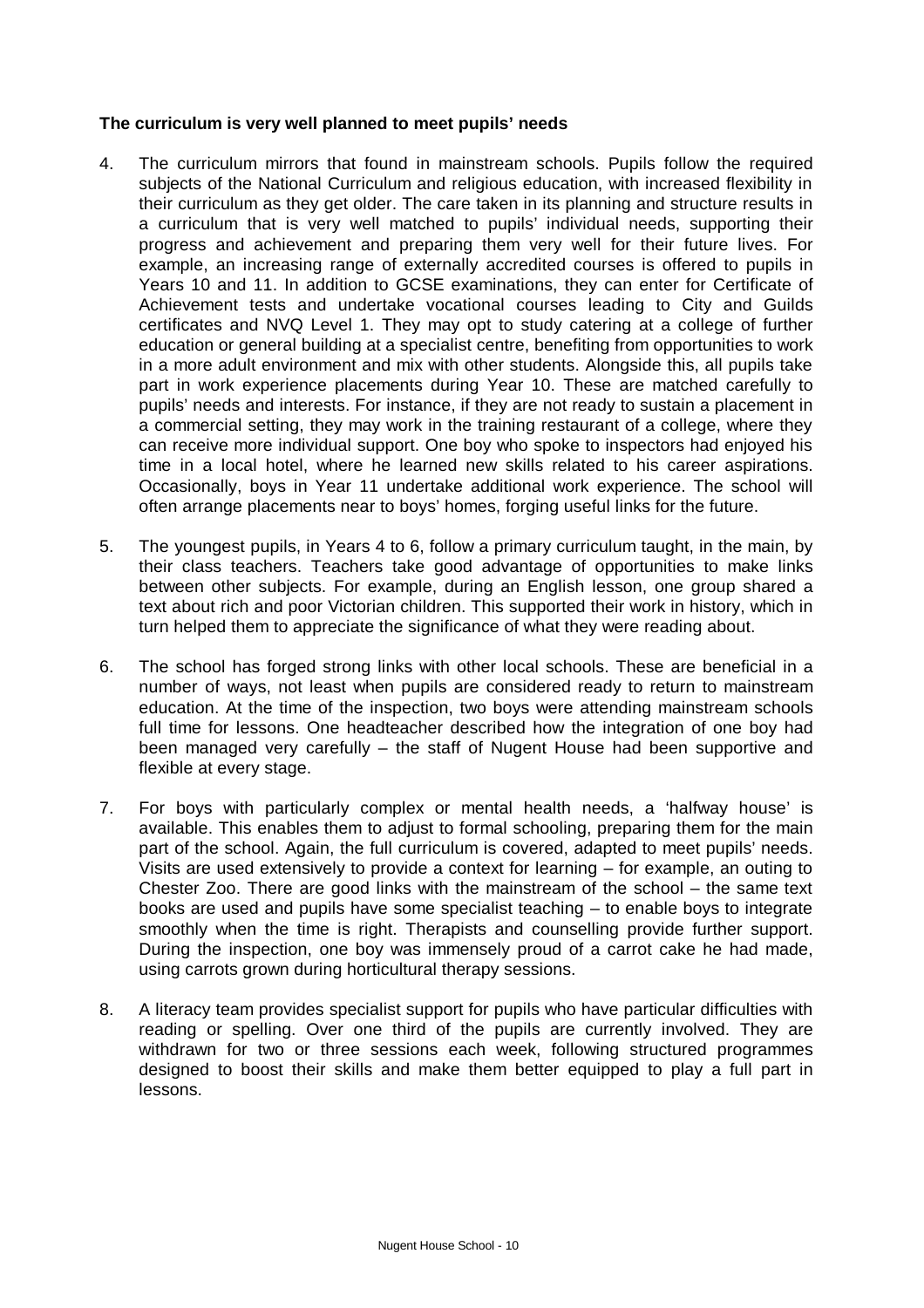**The curriculum is very well planned to meet pupils' needs**

4. The curriculum mirrors that found in mainstream schools. Pupils follow the required subjects of the National Curriculum and religious education, with increased flexibility in their curriculum as they get older. The care taken in its planning and structure results in a curriculum that is very well matched to pupils' individual needs, supporting their progress and achievement and preparing them very well for their future lives. For example, an increasing range of externally accredited courses is offered to pupils in Years 10 and 11. In addition to GCSE examinations, they can enter for Certificate of Achievement tests and undertake vocational courses leading to City and Guilds certificates and NVQ Level 1. They may opt to study catering at a college of further education or general building at a specialist centre, benefiting from opportunities to work in a more adult environment and mix with other students. Alongside this, all pupils take part in work experience placements during Year 10. These are matched carefully to pupils' needs and interests. For instance, if they are not ready to sustain a placement in a commercial setting, they may work in the training restaurant of a college, where they can receive more individual support. One boy who spoke to inspectors had enjoyed his time in a local hotel, where he learned new skills related to his career aspirations. Occasionally, boys in Year 11 undertake additional work experience. The school will often arrange placements near to boys' homes, forging useful links for the future.

5. The youngest pupils, in Years 4 to 6, follow a primary curriculum taught, in the main, by their class teachers. Teachers take good advantage of opportunities to make links between other subjects. For example, during an English lesson, one group shared a text about rich and poor Victorian children. This supported their work in history, which in turn helped them to appreciate the significance of what they were reading about.

6. The school has forged strong links with other local schools. These are beneficial in a number of ways, not least when pupils are considered ready to return to mainstream education. At the time of the inspection, two boys were attending mainstream schools full time for lessons. One headteacher described how the integration of one boy had been managed very carefully – the staff of Nugent House had been supportive and flexible at every stage.

7. For boys with particularly complex or mental health needs, a 'halfway house' is available. This enables them to adjust to formal schooling, preparing them for the main part of the school. Again, the full curriculum is covered, adapted to meet pupils' needs. Visits are used extensively to provide a context for learning – for example, an outing to Chester Zoo. There are good links with the mainstream of the school – the same text books are used and pupils have some specialist teaching – to enable boys to integrate smoothly when the time is right. Therapists and counselling provide further support. During the inspection, one boy was immensely proud of a carrot cake he had made, using carrots grown during horticultural therapy sessions.

8. A literacy team provides specialist support for pupils who have particular difficulties with reading or spelling. Over one third of the pupils are currently involved. They are withdrawn for two or three sessions each week, following structured programmes designed to boost their skills and make them better equipped to play a full part in lessons.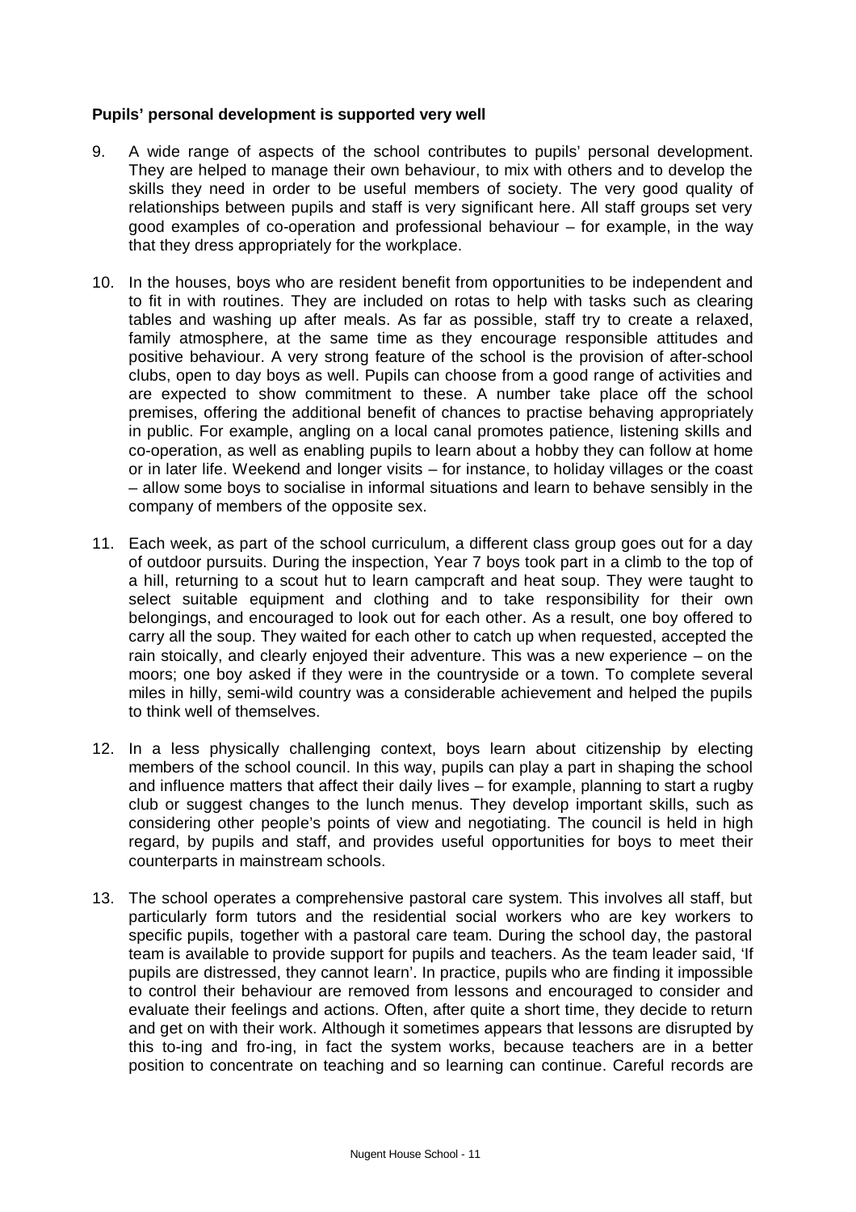**Pupils' personal development is supported very well**

9. A wide range of aspects of the school contributes to pupils' personal development. They are helped to manage their own behaviour, to mix with others and to develop the skills they need in order to be useful members of society. The very good quality of relationships between pupils and staff is very significant here. All staff groups set very good examples of co-operation and professional behaviour – for example, in the way that they dress appropriately for the workplace.

10. In the houses, boys who are resident benefit from opportunities to be independent and to fit in with routines. They are included on rotas to help with tasks such as clearing tables and washing up after meals. As far as possible, staff try to create a relaxed, family atmosphere, at the same time as they encourage responsible attitudes and positive behaviour. A very strong feature of the school is the provision of after-school clubs, open to day boys as well. Pupils can choose from a good range of activities and are expected to show commitment to these. A number take place off the school premises, offering the additional benefit of chances to practise behaving appropriately in public. For example, angling on a local canal promotes patience, listening skills and co-operation, as well as enabling pupils to learn about a hobby they can follow at home or in later life. Weekend and longer visits – for instance, to holiday villages or the coast – allow some boys to socialise in informal situations and learn to behave sensibly in the company of members of the opposite sex.

11. Each week, as part of the school curriculum, a different class group goes out for a day of outdoor pursuits. During the inspection, Year 7 boys took part in a climb to the top of a hill, returning to a scout hut to learn campcraft and heat soup. They were taught to select suitable equipment and clothing and to take responsibility for their own belongings, and encouraged to look out for each other. As a result, one boy offered to carry all the soup. They waited for each other to catch up when requested, accepted the rain stoically, and clearly enjoyed their adventure. This was a new experience – on the moors; one boy asked if they were in the countryside or a town. To complete several miles in hilly, semi-wild country was a considerable achievement and helped the pupils to think well of themselves.

12. In a less physically challenging context, boys learn about citizenship by electing members of the school council. In this way, pupils can play a part in shaping the school and influence matters that affect their daily lives – for example, planning to start a rugby club or suggest changes to the lunch menus. They develop important skills, such as considering other people's points of view and negotiating. The council is held in high regard, by pupils and staff, and provides useful opportunities for boys to meet their counterparts in mainstream schools.

13. The school operates a comprehensive pastoral care system. This involves all staff, but particularly form tutors and the residential social workers who are key workers to specific pupils, together with a pastoral care team. During the school day, the pastoral team is available to provide support for pupils and teachers. As the team leader said, 'If pupils are distressed, they cannot learn'. In practice, pupils who are finding it impossible to control their behaviour are removed from lessons and encouraged to consider and evaluate their feelings and actions. Often, after quite a short time, they decide to return and get on with their work. Although it sometimes appears that lessons are disrupted by this to-ing and fro-ing, in fact the system works, because teachers are in a better position to concentrate on teaching and so learning can continue. Careful records are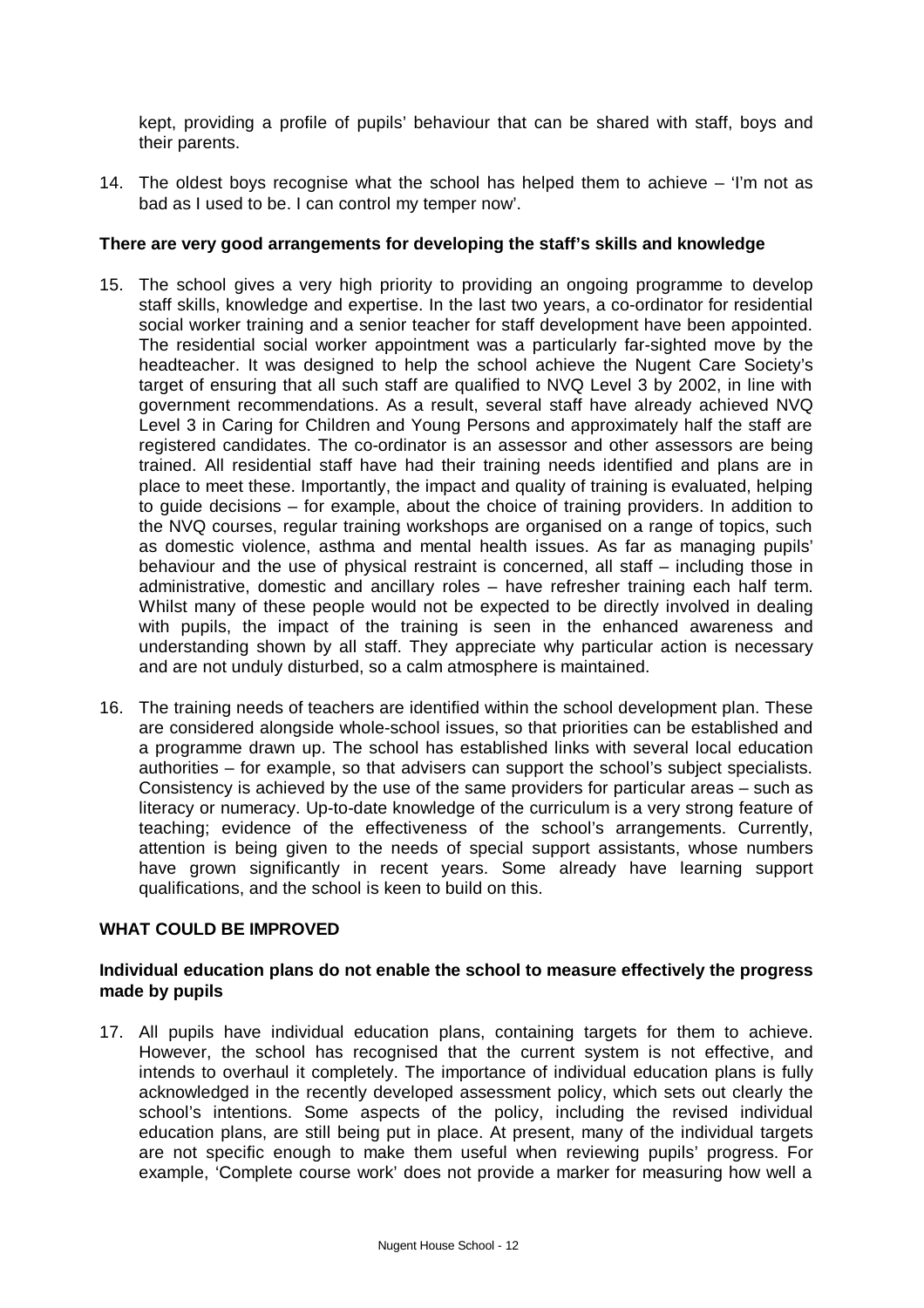kept, providing a profile of pupils' behaviour that can be shared with staff, boys and their parents.

14. The oldest boys recognise what the school has helped them to achieve – 'I'm not as bad as I used to be. I can control my temper now'.

**There are very good arrangements for developing the staff's skills and knowledge**

15. The school gives a very high priority to providing an ongoing programme to develop staff skills, knowledge and expertise. In the last two years, a co-ordinator for residential social worker training and a senior teacher for staff development have been appointed. The residential social worker appointment was a particularly far-sighted move by the headteacher. It was designed to help the school achieve the Nugent Care Society's target of ensuring that all such staff are qualified to NVQ Level 3 by 2002, in line with government recommendations. As a result, several staff have already achieved NVQ Level 3 in Caring for Children and Young Persons and approximately half the staff are registered candidates. The co-ordinator is an assessor and other assessors are being trained. All residential staff have had their training needs identified and plans are in place to meet these. Importantly, the impact and quality of training is evaluated, helping to guide decisions – for example, about the choice of training providers. In addition to the NVQ courses, regular training workshops are organised on a range of topics, such as domestic violence, asthma and mental health issues. As far as managing pupils' behaviour and the use of physical restraint is concerned, all staff – including those in administrative, domestic and ancillary roles – have refresher training each half term. Whilst many of these people would not be expected to be directly involved in dealing with pupils, the impact of the training is seen in the enhanced awareness and understanding shown by all staff. They appreciate why particular action is necessary and are not unduly disturbed, so a calm atmosphere is maintained.

16. The training needs of teachers are identified within the school development plan. These are considered alongside whole-school issues, so that priorities can be established and a programme drawn up. The school has established links with several local education authorities – for example, so that advisers can support the school's subject specialists. Consistency is achieved by the use of the same providers for particular areas – such as literacy or numeracy. Up-to-date knowledge of the curriculum is a very strong feature of teaching; evidence of the effectiveness of the school's arrangements. Currently, attention is being given to the needs of special support assistants, whose numbers have grown significantly in recent years. Some already have learning support qualifications, and the school is keen to build on this.

## WHAT COULD BE IMPROVED

**Individual education plans do not enable the school to measure effectively the progress made by pupils**

17. All pupils have individual education plans, containing targets for them to achieve. However, the school has recognised that the current system is not effective, and intends to overhaul it completely. The importance of individual education plans is fully acknowledged in the recently developed assessment policy, which sets out clearly the school's intentions. Some aspects of the policy, including the revised individual education plans, are still being put in place. At present, many of the individual targets are not specific enough to make them useful when reviewing pupils' progress. For example, 'Complete course work' does not provide a marker for measuring how well a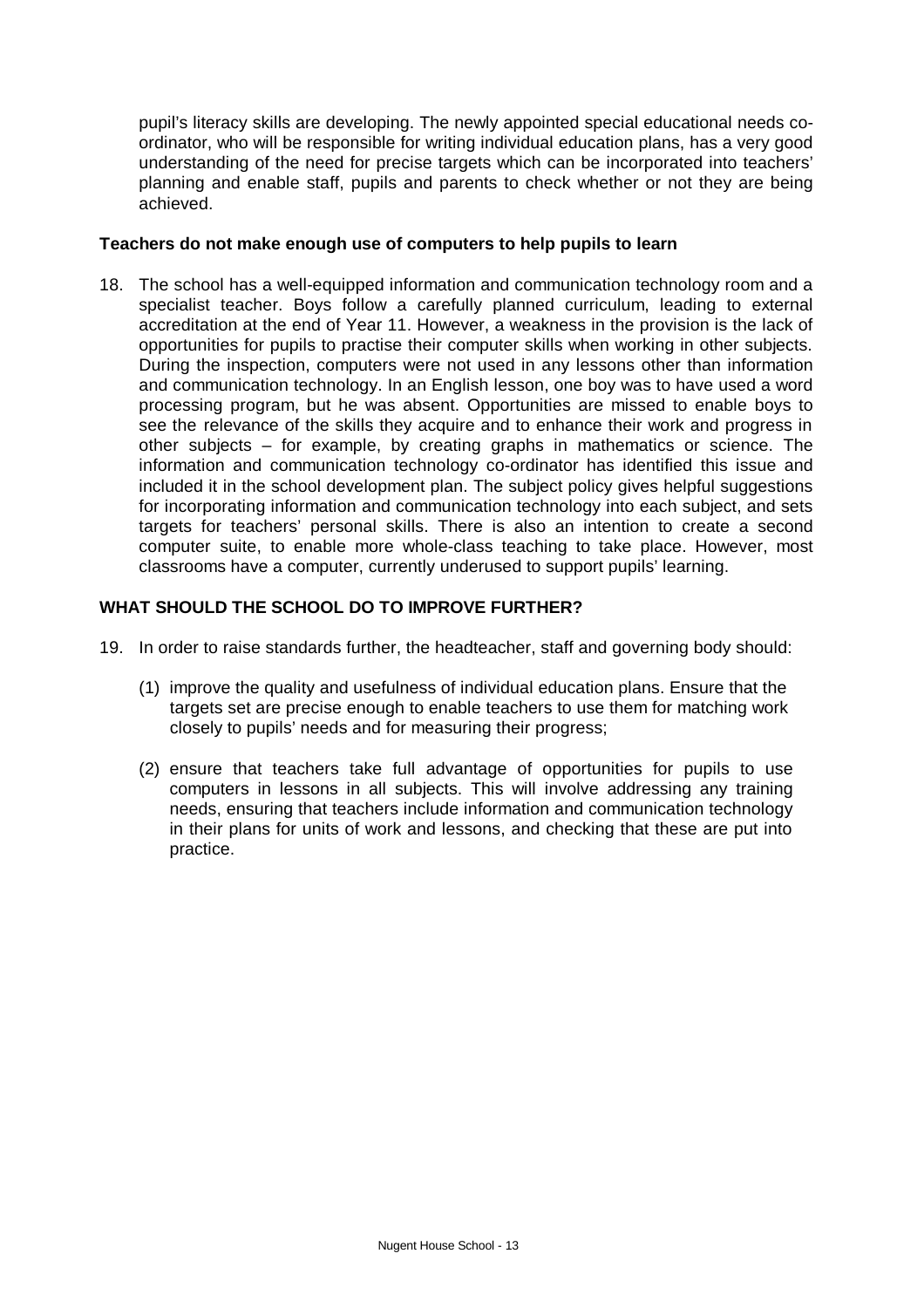pupil's literacy skills are developing. The newly appointed special educational needs co-ordinator, who will be responsible for writing individual education plans, has a very good understanding of the need for precise targets which can be incorporated into teachers' planning and enable staff, pupils and parents to check whether or not they are being achieved.

**Teachers do not make enough use of computers to help pupils to learn**

18. The school has a well-equipped information and communication technology room and a specialist teacher. Boys follow a carefully planned curriculum, leading to external accreditation at the end of Year 11. However, a weakness in the provision is the lack of opportunities for pupils to practise their computer skills when working in other subjects. During the inspection, computers were not used in any lessons other than information and communication technology. In an English lesson, one boy was to have used a word processing program, but he was absent. Opportunities are missed to enable boys to see the relevance of the skills they acquire and to enhance their work and progress in other subjects – for example, by creating graphs in mathematics or science. The information and communication technology co-ordinator has identified this issue and included it in the school development plan. The subject policy gives helpful suggestions for incorporating information and communication technology into each subject, and sets targets for teachers' personal skills. There is also an intention to create a second computer suite, to enable more whole-class teaching to take place. However, most classrooms have a computer, currently underused to support pupils' learning.

## WHAT SHOULD THE SCHOOL DO TO IMPROVE FURTHER?

19. In order to raise standards further, the headteacher, staff and governing body should:

    (1) improve the quality and usefulness of individual education plans. Ensure that the targets set are precise enough to enable teachers to use them for matching work closely to pupils' needs and for measuring their progress;

    (2) ensure that teachers take full advantage of opportunities for pupils to use computers in lessons in all subjects. This will involve addressing any training needs, ensuring that teachers include information and communication technology in their plans for units of work and lessons, and checking that these are put into practice.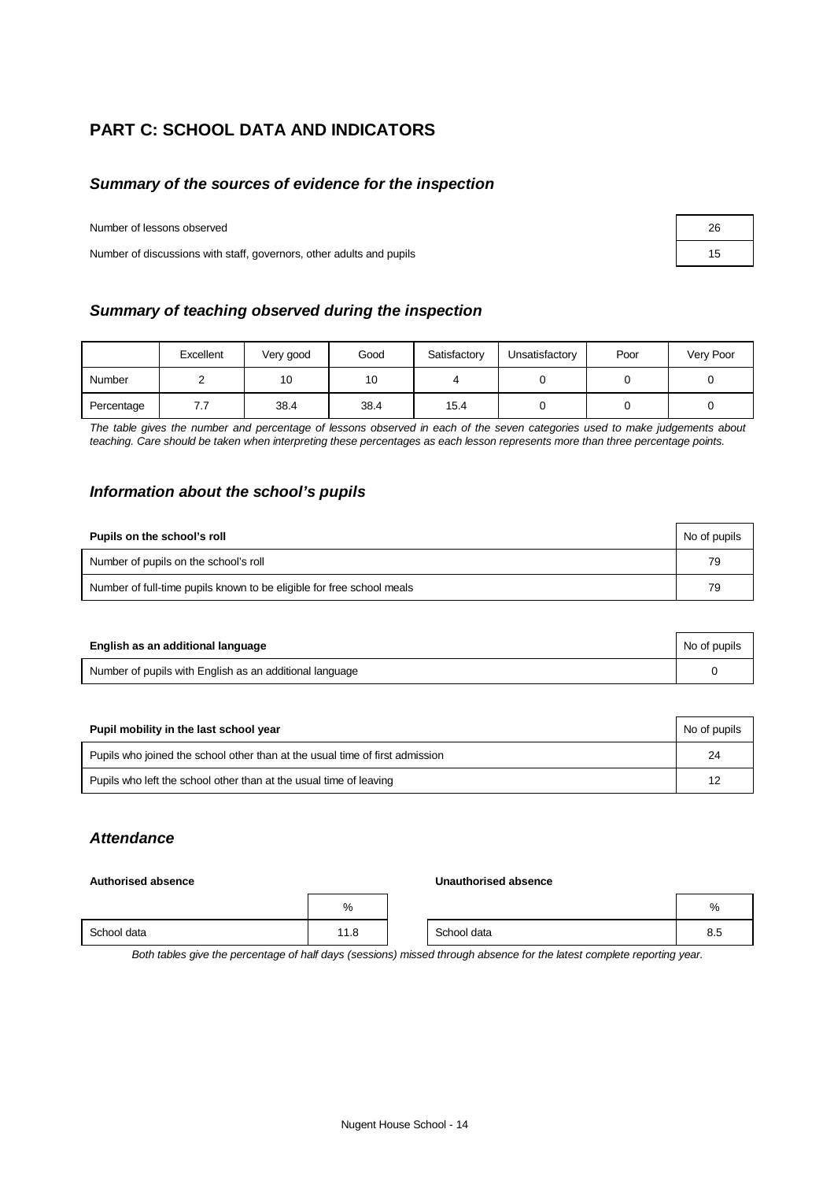# PART C: SCHOOL DATA AND INDICATORS

## *Summary of the sources of evidence for the inspection*

| | |
|---|---|
| Number of lessons observed | 26 |
| Number of discussions with staff, governors, other adults and pupils | 15 |

## *Summary of teaching observed during the inspection*

| | Excellent | Very good | Good | Satisfactory | Unsatisfactory | Poor | Very Poor |
|---|---|---|---|---|---|---|---|
| Number | 2 | 10 | 10 | 4 | 0 | 0 | 0 |
| Percentage | 7.7 | 38.4 | 38.4 | 15.4 | 0 | 0 | 0 |

*The table gives the number and percentage of lessons observed in each of the seven categories used to make judgements about teaching. Care should be taken when interpreting these percentages as each lesson represents more than three percentage points.*

## *Information about the school's pupils*

| Pupils on the school's roll | No of pupils |
|---|---|
| Number of pupils on the school's roll | 79 |
| Number of full-time pupils known to be eligible for free school meals | 79 |

| English as an additional language | No of pupils |
|---|---|
| Number of pupils with English as an additional language | 0 |

| Pupil mobility in the last school year | No of pupils |
|---|---|
| Pupils who joined the school other than at the usual time of first admission | 24 |
| Pupils who left the school other than at the usual time of leaving | 12 |

## *Attendance*

**Authorised absence**

| | % |
|---|---|
| School data | 11.8 |

**Unauthorised absence**

| | % |
|---|---|
| School data | 8.5 |

*Both tables give the percentage of half days (sessions) missed through absence for the latest complete reporting year.*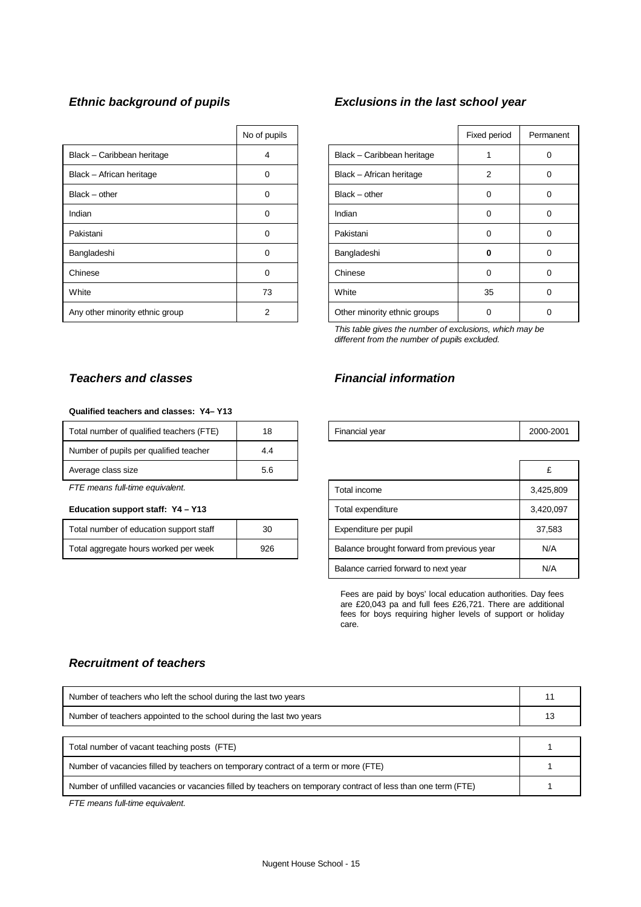### *Ethnic background of pupils*

| | No of pupils |
|---|---|
| Black – Caribbean heritage | 4 |
| Black – African heritage | 0 |
| Black – other | 0 |
| Indian | 0 |
| Pakistani | 0 |
| Bangladeshi | 0 |
| Chinese | 0 |
| White | 73 |
| Any other minority ethnic group | 2 |

### *Exclusions in the last school year*

| | Fixed period | Permanent |
|---|---|---|
| Black – Caribbean heritage | 1 | 0 |
| Black – African heritage | 2 | 0 |
| Black – other | 0 | 0 |
| Indian | 0 | 0 |
| Pakistani | 0 | 0 |
| Bangladeshi | **0** | 0 |
| Chinese | 0 | 0 |
| White | 35 | 0 |
| Other minority ethnic groups | 0 | 0 |

*This table gives the number of exclusions, which may be different from the number of pupils excluded.*

### *Teachers and classes*

**Qualified teachers and classes: Y4– Y13**

| | |
|---|---|
| Total number of qualified teachers (FTE) | 18 |
| Number of pupils per qualified teacher | 4.4 |
| Average class size | 5.6 |

*FTE means full-time equivalent.*

**Education support staff: Y4 – Y13**

| | |
|---|---|
| Total number of education support staff | 30 |
| Total aggregate hours worked per week | 926 |

### *Financial information*

| | |
|---|---|
| Financial year | 2000-2001 |

| | £ |
|---|---|
| Total income | 3,425,809 |
| Total expenditure | 3,420,097 |
| Expenditure per pupil | 37,583 |
| Balance brought forward from previous year | N/A |
| Balance carried forward to next year | N/A |

Fees are paid by boys' local education authorities. Day fees are £20,043 pa and full fees £26,721. There are additional fees for boys requiring higher levels of support or holiday care.

### *Recruitment of teachers*

| | |
|---|---|
| Number of teachers who left the school during the last two years | 11 |
| Number of teachers appointed to the school during the last two years | 13 |

| | |
|---|---|
| Total number of vacant teaching posts (FTE) | 1 |
| Number of vacancies filled by teachers on temporary contract of a term or more (FTE) | 1 |
| Number of unfilled vacancies or vacancies filled by teachers on temporary contract of less than one term (FTE) | 1 |

*FTE means full-time equivalent.*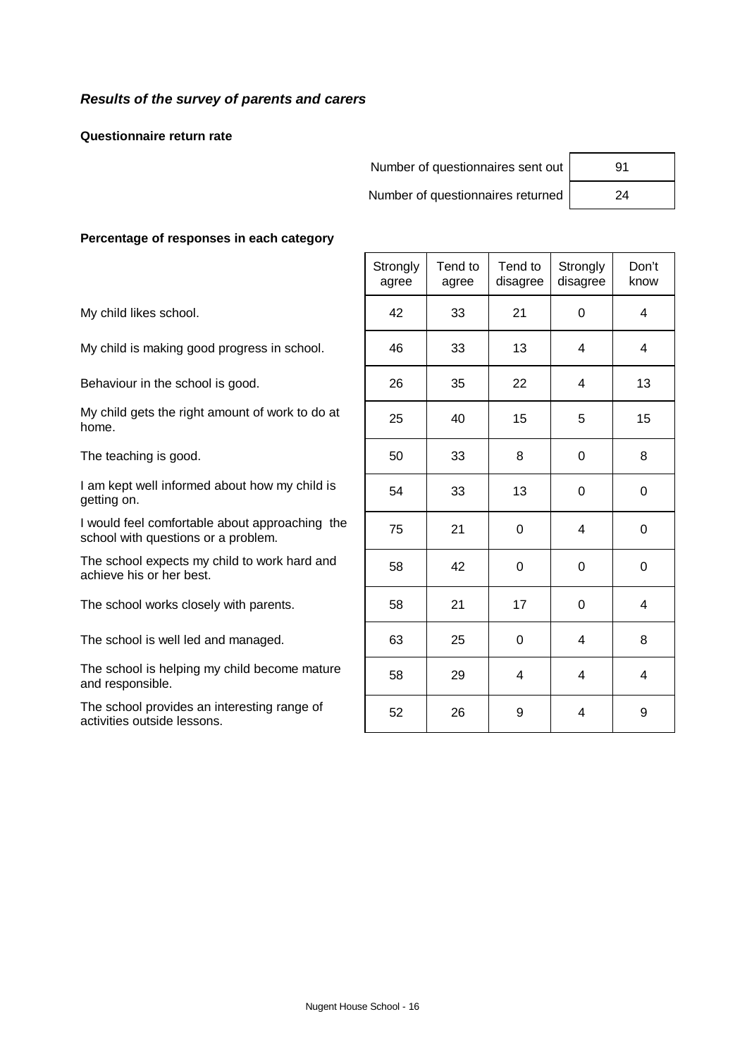### *Results of the survey of parents and carers*

**Questionnaire return rate**

| | |
|---|---|
| Number of questionnaires sent out | 91 |
| Number of questionnaires returned | 24 |

**Percentage of responses in each category**

| | Strongly agree | Tend to agree | Tend to disagree | Strongly disagree | Don't know |
|---|---|---|---|---|---|
| My child likes school. | 42 | 33 | 21 | 0 | 4 |
| My child is making good progress in school. | 46 | 33 | 13 | 4 | 4 |
| Behaviour in the school is good. | 26 | 35 | 22 | 4 | 13 |
| My child gets the right amount of work to do at home. | 25 | 40 | 15 | 5 | 15 |
| The teaching is good. | 50 | 33 | 8 | 0 | 8 |
| I am kept well informed about how my child is getting on. | 54 | 33 | 13 | 0 | 0 |
| I would feel comfortable about approaching the school with questions or a problem. | 75 | 21 | 0 | 4 | 0 |
| The school expects my child to work hard and achieve his or her best. | 58 | 42 | 0 | 0 | 0 |
| The school works closely with parents. | 58 | 21 | 17 | 0 | 4 |
| The school is well led and managed. | 63 | 25 | 0 | 4 | 8 |
| The school is helping my child become mature and responsible. | 58 | 29 | 4 | 4 | 4 |
| The school provides an interesting range of activities outside lessons. | 52 | 26 | 9 | 4 | 9 |